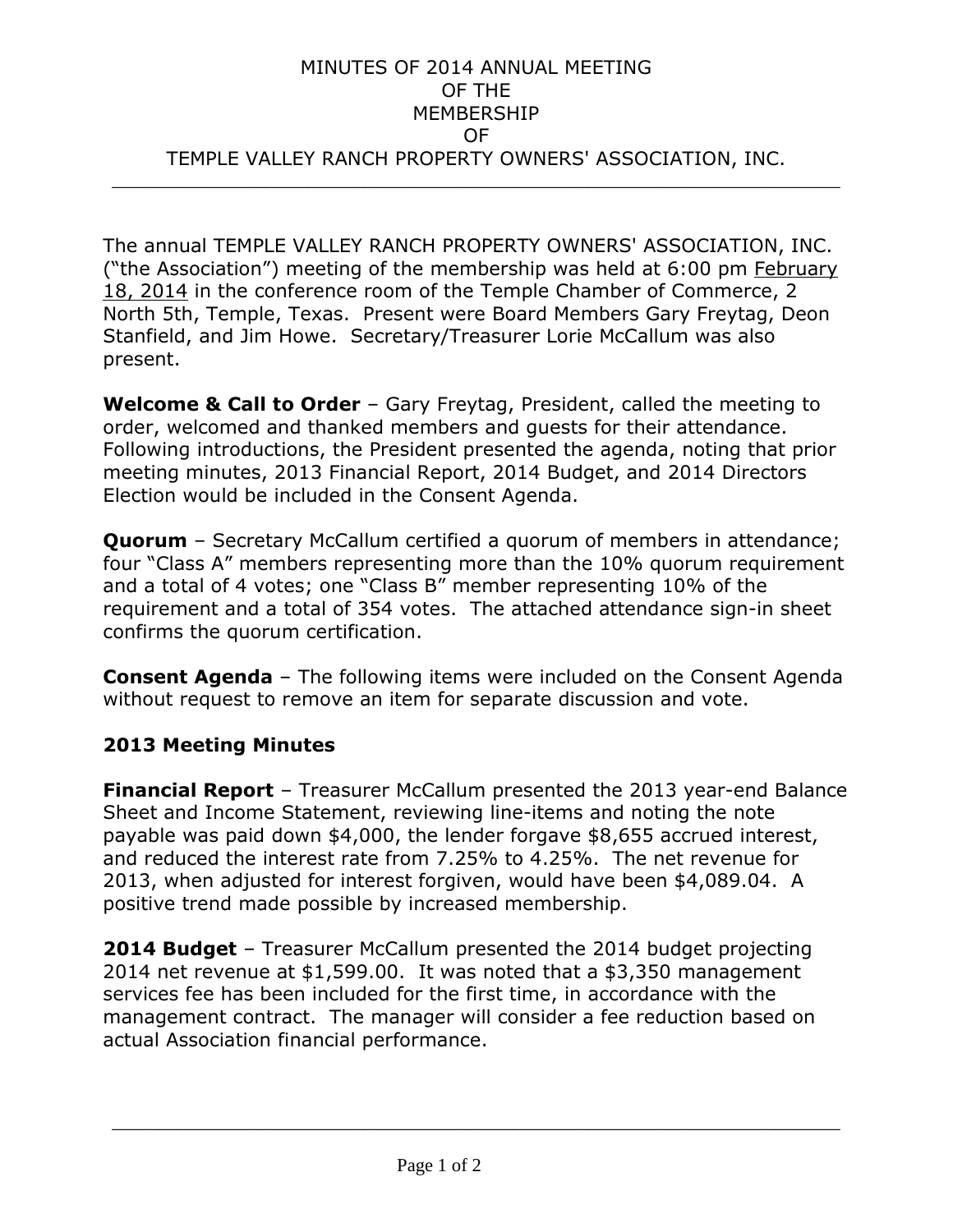# MINUTES OF 2014 ANNUAL MEETING OF THE MEMBERSHIP OF TEMPLE VALLEY RANCH PROPERTY OWNERS' ASSOCIATION, INC.

The annual TEMPLE VALLEY RANCH PROPERTY OWNERS' ASSOCIATION, INC. ("the Association") meeting of the membership was held at 6:00 pm February 18, 2014 in the conference room of the Temple Chamber of Commerce, 2 North 5th, Temple, Texas. Present were Board Members Gary Freytag, Deon Stanfield, and Jim Howe. Secretary/Treasurer Lorie McCallum was also present.

**Welcome & Call to Order** – Gary Freytag, President, called the meeting to order, welcomed and thanked members and guests for their attendance. Following introductions, the President presented the agenda, noting that prior meeting minutes, 2013 Financial Report, 2014 Budget, and 2014 Directors Election would be included in the Consent Agenda.

**Quorum** – Secretary McCallum certified a quorum of members in attendance; four "Class A" members representing more than the 10% quorum requirement and a total of 4 votes; one "Class B" member representing 10% of the requirement and a total of 354 votes. The attached attendance sign-in sheet confirms the quorum certification.

**Consent Agenda** – The following items were included on the Consent Agenda without request to remove an item for separate discussion and vote.

**2013 Meeting Minutes**

**Financial Report** – Treasurer McCallum presented the 2013 year-end Balance Sheet and Income Statement, reviewing line-items and noting the note payable was paid down $4,000, the lender forgave $8,655 accrued interest, and reduced the interest rate from 7.25% to 4.25%. The net revenue for 2013, when adjusted for interest forgiven, would have been $4,089.04. A positive trend made possible by increased membership.

**2014 Budget** – Treasurer McCallum presented the 2014 budget projecting 2014 net revenue at $1,599.00. It was noted that a $3,350 management services fee has been included for the first time, in accordance with the management contract. The manager will consider a fee reduction based on actual Association financial performance.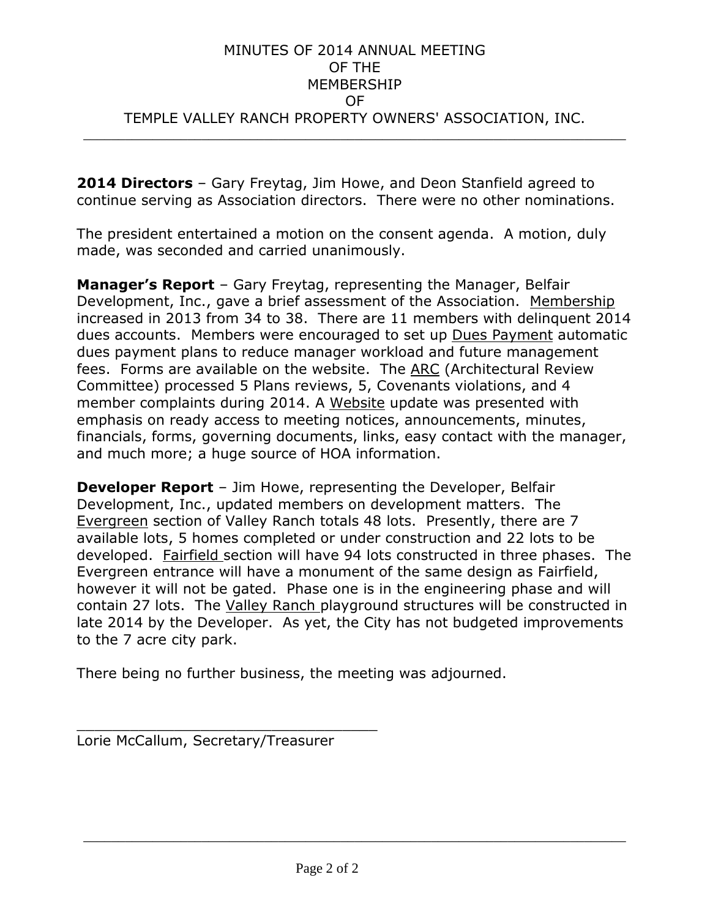MINUTES OF 2014 ANNUAL MEETING
OF THE
MEMBERSHIP
OF
TEMPLE VALLEY RANCH PROPERTY OWNERS' ASSOCIATION, INC.

---

**2014 Directors** – Gary Freytag, Jim Howe, and Deon Stanfield agreed to continue serving as Association directors. There were no other nominations.

The president entertained a motion on the consent agenda. A motion, duly made, was seconded and carried unanimously.

**Manager's Report** – Gary Freytag, representing the Manager, Belfair Development, Inc., gave a brief assessment of the Association. Membership increased in 2013 from 34 to 38. There are 11 members with delinquent 2014 dues accounts. Members were encouraged to set up Dues Payment automatic dues payment plans to reduce manager workload and future management fees. Forms are available on the website. The ARC (Architectural Review Committee) processed 5 Plans reviews, 5, Covenants violations, and 4 member complaints during 2014. A Website update was presented with emphasis on ready access to meeting notices, announcements, minutes, financials, forms, governing documents, links, easy contact with the manager, and much more; a huge source of HOA information.

**Developer Report** – Jim Howe, representing the Developer, Belfair Development, Inc., updated members on development matters. The Evergreen section of Valley Ranch totals 48 lots. Presently, there are 7 available lots, 5 homes completed or under construction and 22 lots to be developed. Fairfield section will have 94 lots constructed in three phases. The Evergreen entrance will have a monument of the same design as Fairfield, however it will not be gated. Phase one is in the engineering phase and will contain 27 lots. The Valley Ranch playground structures will be constructed in late 2014 by the Developer. As yet, the City has not budgeted improvements to the 7 acre city park.

There being no further business, the meeting was adjourned.

\_\_\_\_\_\_\_\_\_\_\_\_\_\_\_\_\_\_\_\_\_\_\_\_\_\_\_\_\_\_\_\_\_\_\_
Lorie McCallum, Secretary/Treasurer